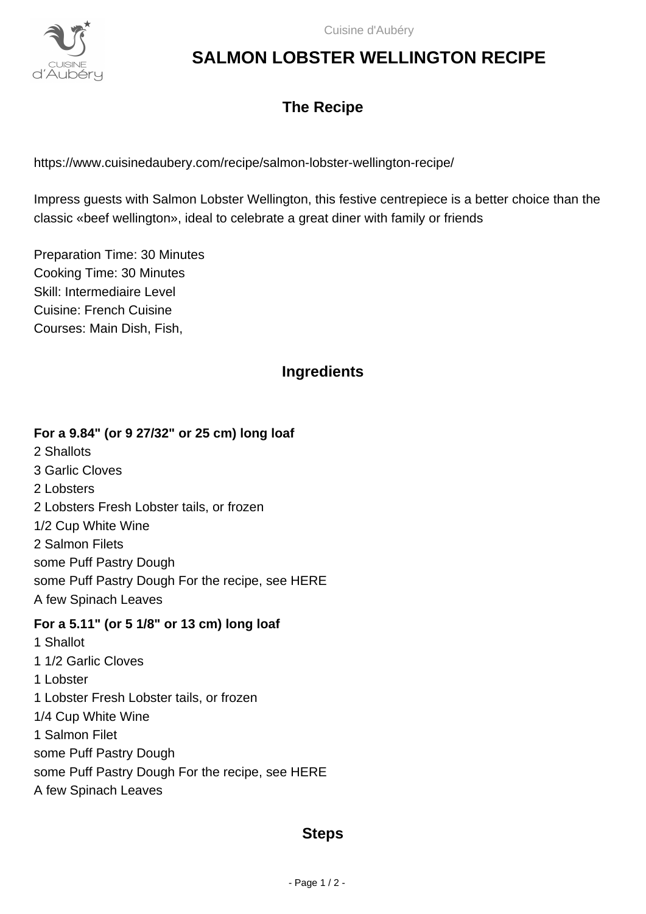# SALMON LOBSTER WELLINGTON RECIPE

## The Recipe

https://www.cuisinedaubery.com/recipe/salmon-lobster-wellington-recipe/

Impress guests with Salmon Lobster Wellington, this festive centrepiece is a better choice than the classic «beef wellington», ideal to celebrate a great diner with family or friends

Preparation Time: 30 Minutes
Cooking Time: 30 Minutes
Skill: Intermediaire Level
Cuisine: French Cuisine
Courses: Main Dish, Fish,

## Ingredients

**For a 9.84" (or 9 27/32" or 25 cm) long loaf**

2 Shallots
3 Garlic Cloves
2 Lobsters
2 Lobsters Fresh Lobster tails, or frozen
1/2 Cup White Wine
2 Salmon Filets
some Puff Pastry Dough
some Puff Pastry Dough For the recipe, see HERE
A few Spinach Leaves

**For a 5.11" (or 5 1/8" or 13 cm) long loaf**

1 Shallot
1 1/2 Garlic Cloves
1 Lobster
1 Lobster Fresh Lobster tails, or frozen
1/4 Cup White Wine
1 Salmon Filet
some Puff Pastry Dough
some Puff Pastry Dough For the recipe, see HERE
A few Spinach Leaves

## Steps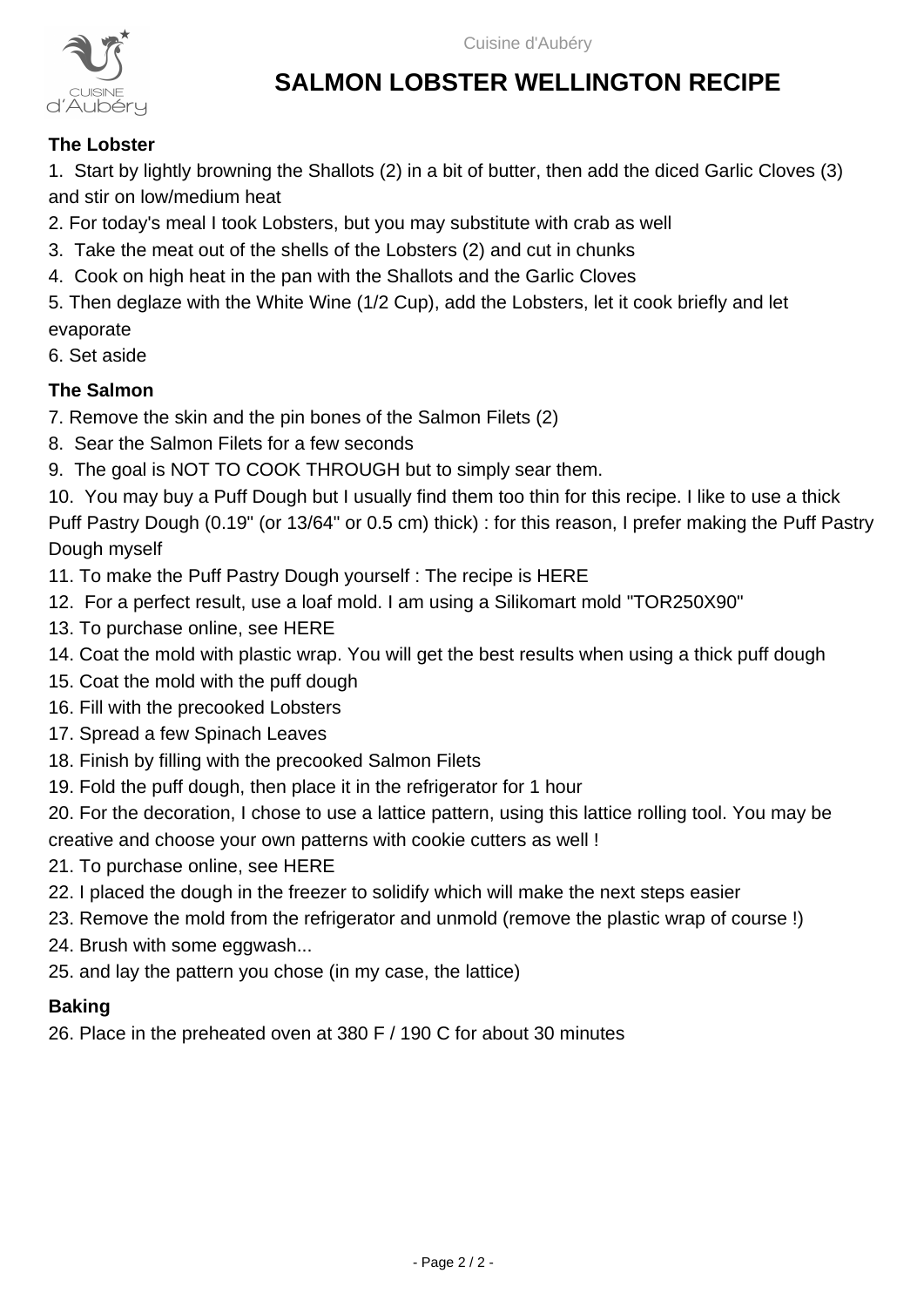# SALMON LOBSTER WELLINGTON RECIPE

### The Lobster

1. Start by lightly browning the Shallots (2) in a bit of butter, then add the diced Garlic Cloves (3) and stir on low/medium heat
2. For today's meal I took Lobsters, but you may substitute with crab as well
3. Take the meat out of the shells of the Lobsters (2) and cut in chunks
4. Cook on high heat in the pan with the Shallots and the Garlic Cloves
5. Then deglaze with the White Wine (1/2 Cup), add the Lobsters, let it cook briefly and let evaporate
6. Set aside

### The Salmon

7. Remove the skin and the pin bones of the Salmon Filets (2)
8. Sear the Salmon Filets for a few seconds
9. The goal is NOT TO COOK THROUGH but to simply sear them.
10. You may buy a Puff Dough but I usually find them too thin for this recipe. I like to use a thick Puff Pastry Dough (0.19" (or 13/64" or 0.5 cm) thick) : for this reason, I prefer making the Puff Pastry Dough myself
11. To make the Puff Pastry Dough yourself : The recipe is HERE
12. For a perfect result, use a loaf mold. I am using a Silikomart mold "TOR250X90"
13. To purchase online, see HERE
14. Coat the mold with plastic wrap. You will get the best results when using a thick puff dough
15. Coat the mold with the puff dough
16. Fill with the precooked Lobsters
17. Spread a few Spinach Leaves
18. Finish by filling with the precooked Salmon Filets
19. Fold the puff dough, then place it in the refrigerator for 1 hour
20. For the decoration, I chose to use a lattice pattern, using this lattice rolling tool. You may be creative and choose your own patterns with cookie cutters as well !
21. To purchase online, see HERE
22. I placed the dough in the freezer to solidify which will make the next steps easier
23. Remove the mold from the refrigerator and unmold (remove the plastic wrap of course !)
24. Brush with some eggwash...
25. and lay the pattern you chose (in my case, the lattice)

### Baking

26. Place in the preheated oven at 380 F / 190 C for about 30 minutes